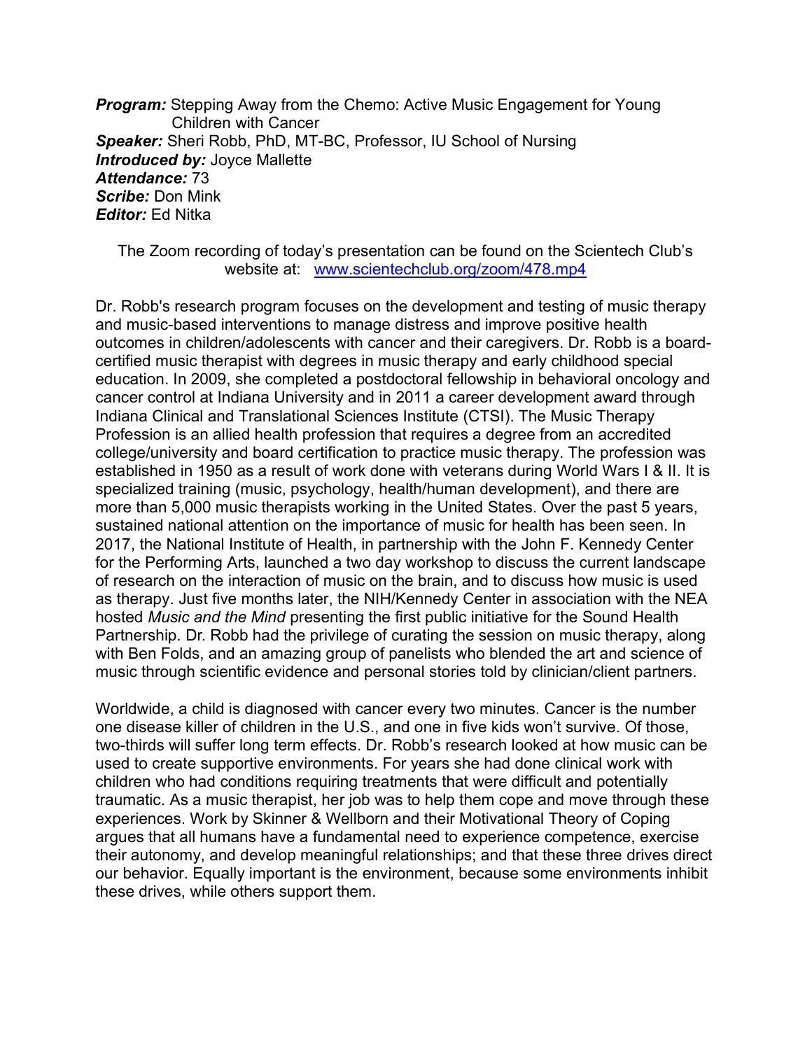***Program:*** Stepping Away from the Chemo: Active Music Engagement for Young Children with Cancer
***Speaker:*** Sheri Robb, PhD, MT-BC, Professor, IU School of Nursing
***Introduced by:*** Joyce Mallette
***Attendance:*** 73
***Scribe:*** Don Mink
***Editor:*** Ed Nitka

The Zoom recording of today's presentation can be found on the Scientech Club's website at: www.scientechclub.org/zoom/478.mp4

Dr. Robb's research program focuses on the development and testing of music therapy and music-based interventions to manage distress and improve positive health outcomes in children/adolescents with cancer and their caregivers. Dr. Robb is a board-certified music therapist with degrees in music therapy and early childhood special education. In 2009, she completed a postdoctoral fellowship in behavioral oncology and cancer control at Indiana University and in 2011 a career development award through Indiana Clinical and Translational Sciences Institute (CTSI). The Music Therapy Profession is an allied health profession that requires a degree from an accredited college/university and board certification to practice music therapy. The profession was established in 1950 as a result of work done with veterans during World Wars I & II. It is specialized training (music, psychology, health/human development), and there are more than 5,000 music therapists working in the United States. Over the past 5 years, sustained national attention on the importance of music for health has been seen. In 2017, the National Institute of Health, in partnership with the John F. Kennedy Center for the Performing Arts, launched a two day workshop to discuss the current landscape of research on the interaction of music on the brain, and to discuss how music is used as therapy. Just five months later, the NIH/Kennedy Center in association with the NEA hosted *Music and the Mind* presenting the first public initiative for the Sound Health Partnership. Dr. Robb had the privilege of curating the session on music therapy, along with Ben Folds, and an amazing group of panelists who blended the art and science of music through scientific evidence and personal stories told by clinician/client partners.

Worldwide, a child is diagnosed with cancer every two minutes. Cancer is the number one disease killer of children in the U.S., and one in five kids won't survive. Of those, two-thirds will suffer long term effects. Dr. Robb's research looked at how music can be used to create supportive environments. For years she had done clinical work with children who had conditions requiring treatments that were difficult and potentially traumatic. As a music therapist, her job was to help them cope and move through these experiences. Work by Skinner & Wellborn and their Motivational Theory of Coping argues that all humans have a fundamental need to experience competence, exercise their autonomy, and develop meaningful relationships; and that these three drives direct our behavior. Equally important is the environment, because some environments inhibit these drives, while others support them.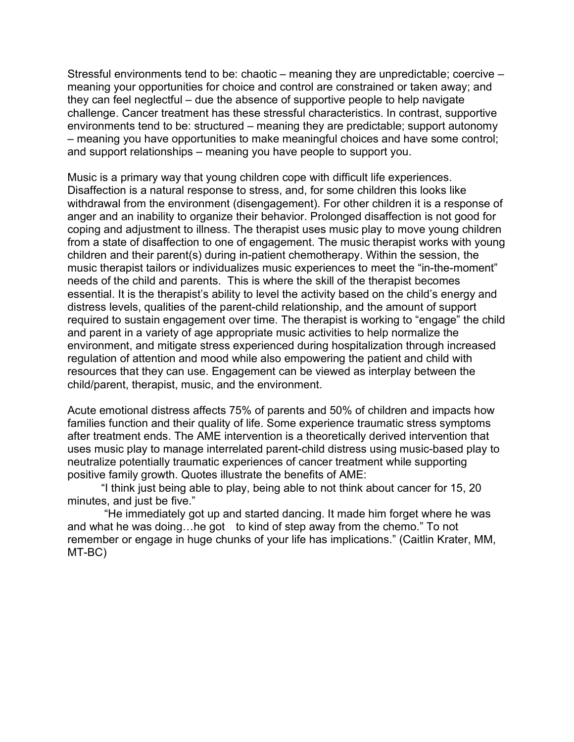Stressful environments tend to be: chaotic – meaning they are unpredictable; coercive – meaning your opportunities for choice and control are constrained or taken away; and they can feel neglectful – due the absence of supportive people to help navigate challenge. Cancer treatment has these stressful characteristics. In contrast, supportive environments tend to be: structured – meaning they are predictable; support autonomy – meaning you have opportunities to make meaningful choices and have some control; and support relationships – meaning you have people to support you.

Music is a primary way that young children cope with difficult life experiences. Disaffection is a natural response to stress, and, for some children this looks like withdrawal from the environment (disengagement). For other children it is a response of anger and an inability to organize their behavior. Prolonged disaffection is not good for coping and adjustment to illness. The therapist uses music play to move young children from a state of disaffection to one of engagement. The music therapist works with young children and their parent(s) during in-patient chemotherapy. Within the session, the music therapist tailors or individualizes music experiences to meet the "in-the-moment" needs of the child and parents. This is where the skill of the therapist becomes essential. It is the therapist's ability to level the activity based on the child's energy and distress levels, qualities of the parent-child relationship, and the amount of support required to sustain engagement over time. The therapist is working to "engage" the child and parent in a variety of age appropriate music activities to help normalize the environment, and mitigate stress experienced during hospitalization through increased regulation of attention and mood while also empowering the patient and child with resources that they can use. Engagement can be viewed as interplay between the child/parent, therapist, music, and the environment.

Acute emotional distress affects 75% of parents and 50% of children and impacts how families function and their quality of life. Some experience traumatic stress symptoms after treatment ends. The AME intervention is a theoretically derived intervention that uses music play to manage interrelated parent-child distress using music-based play to neutralize potentially traumatic experiences of cancer treatment while supporting positive family growth. Quotes illustrate the benefits of AME:

"I think just being able to play, being able to not think about cancer for 15, 20 minutes, and just be five."

"He immediately got up and started dancing. It made him forget where he was and what he was doing…he got to kind of step away from the chemo." To not remember or engage in huge chunks of your life has implications." (Caitlin Krater, MM, MT-BC)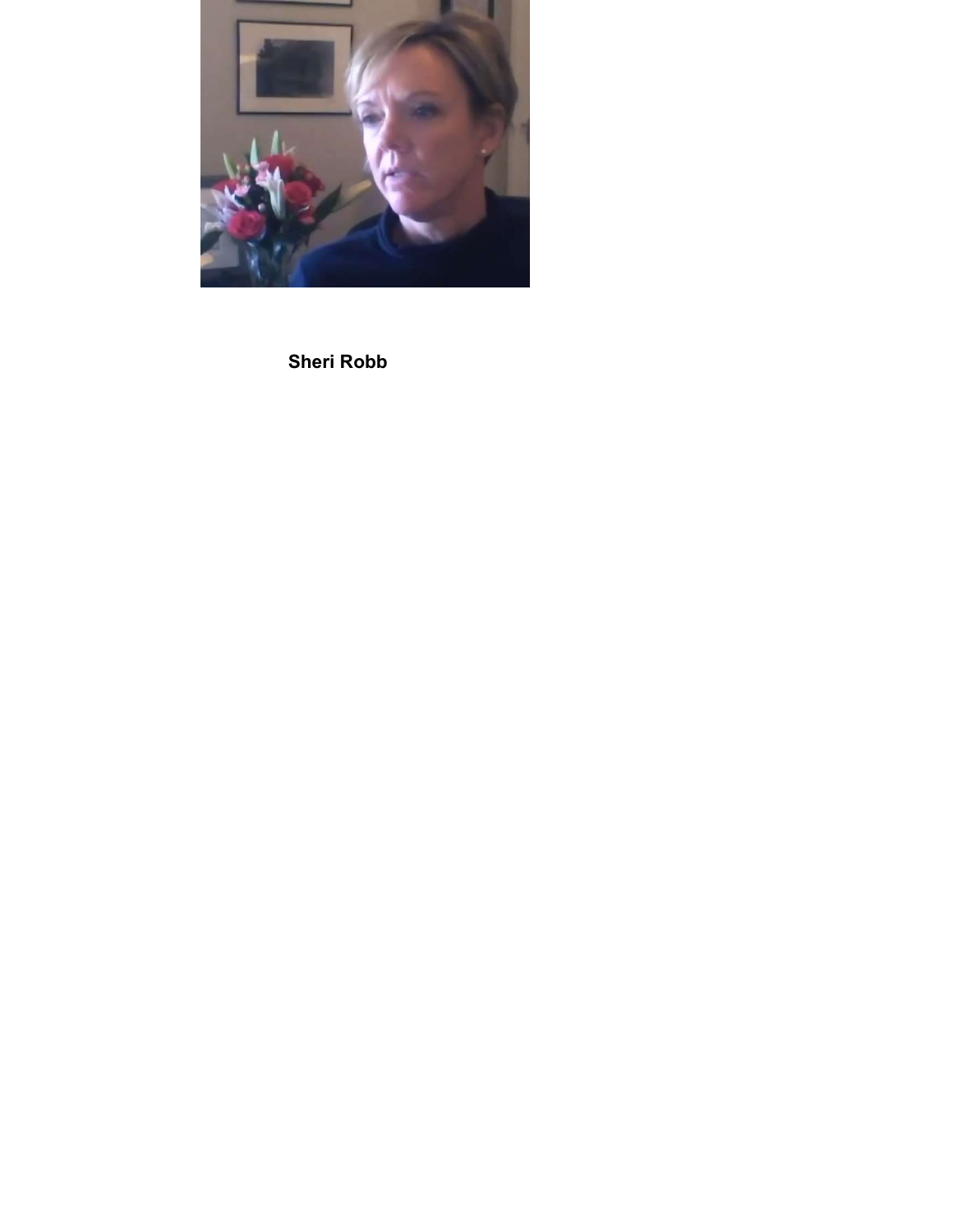**Sheri Robb**